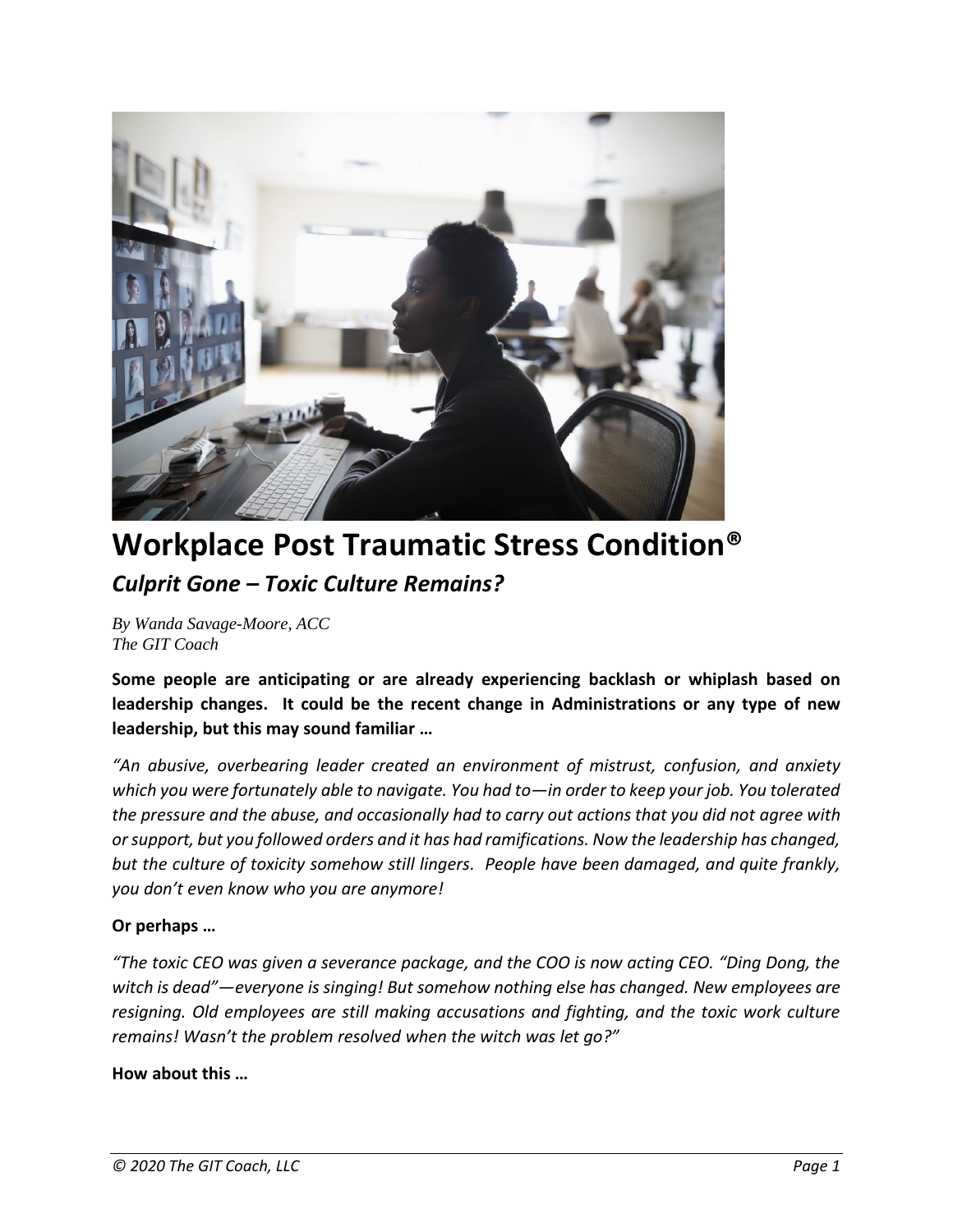# Workplace Post Traumatic Stress Condition®

## *Culprit Gone – Toxic Culture Remains?*

*By Wanda Savage-Moore, ACC*
*The GIT Coach*

**Some people are anticipating or are already experiencing backlash or whiplash based on leadership changes. It could be the recent change in Administrations or any type of new leadership, but this may sound familiar …**

*"An abusive, overbearing leader created an environment of mistrust, confusion, and anxiety which you were fortunately able to navigate. You had to—in order to keep your job. You tolerated the pressure and the abuse, and occasionally had to carry out actions that you did not agree with or support, but you followed orders and it has had ramifications. Now the leadership has changed, but the culture of toxicity somehow still lingers. People have been damaged, and quite frankly, you don't even know who you are anymore!*

**Or perhaps …**

*"The toxic CEO was given a severance package, and the COO is now acting CEO. "Ding Dong, the witch is dead"—everyone is singing! But somehow nothing else has changed. New employees are resigning. Old employees are still making accusations and fighting, and the toxic work culture remains! Wasn't the problem resolved when the witch was let go?"*

**How about this …**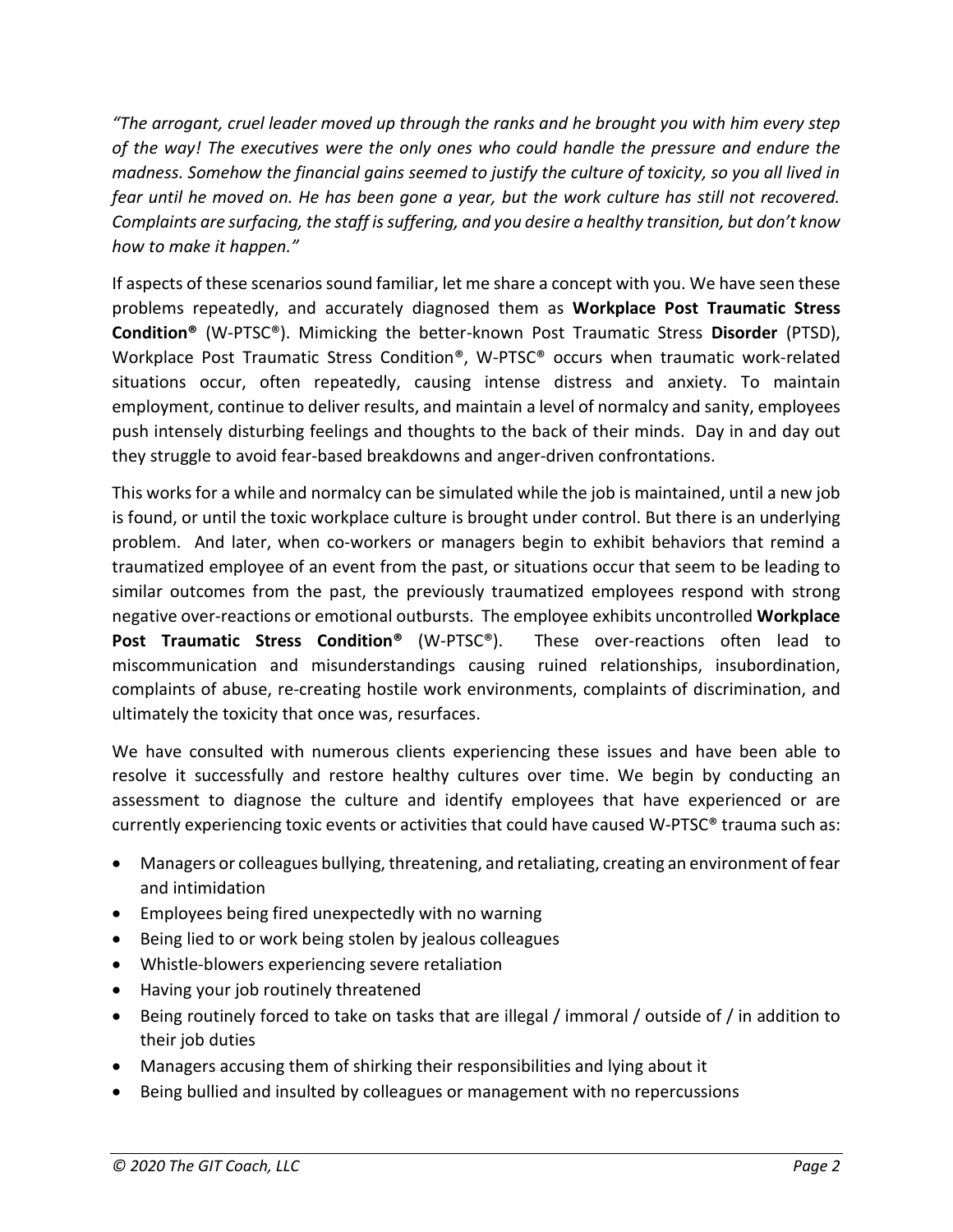*"The arrogant, cruel leader moved up through the ranks and he brought you with him every step of the way! The executives were the only ones who could handle the pressure and endure the madness. Somehow the financial gains seemed to justify the culture of toxicity, so you all lived in fear until he moved on. He has been gone a year, but the work culture has still not recovered. Complaints are surfacing, the staff is suffering, and you desire a healthy transition, but don't know how to make it happen."*

If aspects of these scenarios sound familiar, let me share a concept with you. We have seen these problems repeatedly, and accurately diagnosed them as **Workplace Post Traumatic Stress Condition®** (W-PTSC®). Mimicking the better-known Post Traumatic Stress **Disorder** (PTSD), Workplace Post Traumatic Stress Condition®, W-PTSC® occurs when traumatic work-related situations occur, often repeatedly, causing intense distress and anxiety. To maintain employment, continue to deliver results, and maintain a level of normalcy and sanity, employees push intensely disturbing feelings and thoughts to the back of their minds. Day in and day out they struggle to avoid fear-based breakdowns and anger-driven confrontations.

This works for a while and normalcy can be simulated while the job is maintained, until a new job is found, or until the toxic workplace culture is brought under control. But there is an underlying problem. And later, when co-workers or managers begin to exhibit behaviors that remind a traumatized employee of an event from the past, or situations occur that seem to be leading to similar outcomes from the past, the previously traumatized employees respond with strong negative over-reactions or emotional outbursts. The employee exhibits uncontrolled **Workplace Post Traumatic Stress Condition®** (W-PTSC®). These over-reactions often lead to miscommunication and misunderstandings causing ruined relationships, insubordination, complaints of abuse, re-creating hostile work environments, complaints of discrimination, and ultimately the toxicity that once was, resurfaces.

We have consulted with numerous clients experiencing these issues and have been able to resolve it successfully and restore healthy cultures over time. We begin by conducting an assessment to diagnose the culture and identify employees that have experienced or are currently experiencing toxic events or activities that could have caused W-PTSC® trauma such as:

- Managers or colleagues bullying, threatening, and retaliating, creating an environment of fear and intimidation
- Employees being fired unexpectedly with no warning
- Being lied to or work being stolen by jealous colleagues
- Whistle-blowers experiencing severe retaliation
- Having your job routinely threatened
- Being routinely forced to take on tasks that are illegal / immoral / outside of / in addition to their job duties
- Managers accusing them of shirking their responsibilities and lying about it
- Being bullied and insulted by colleagues or management with no repercussions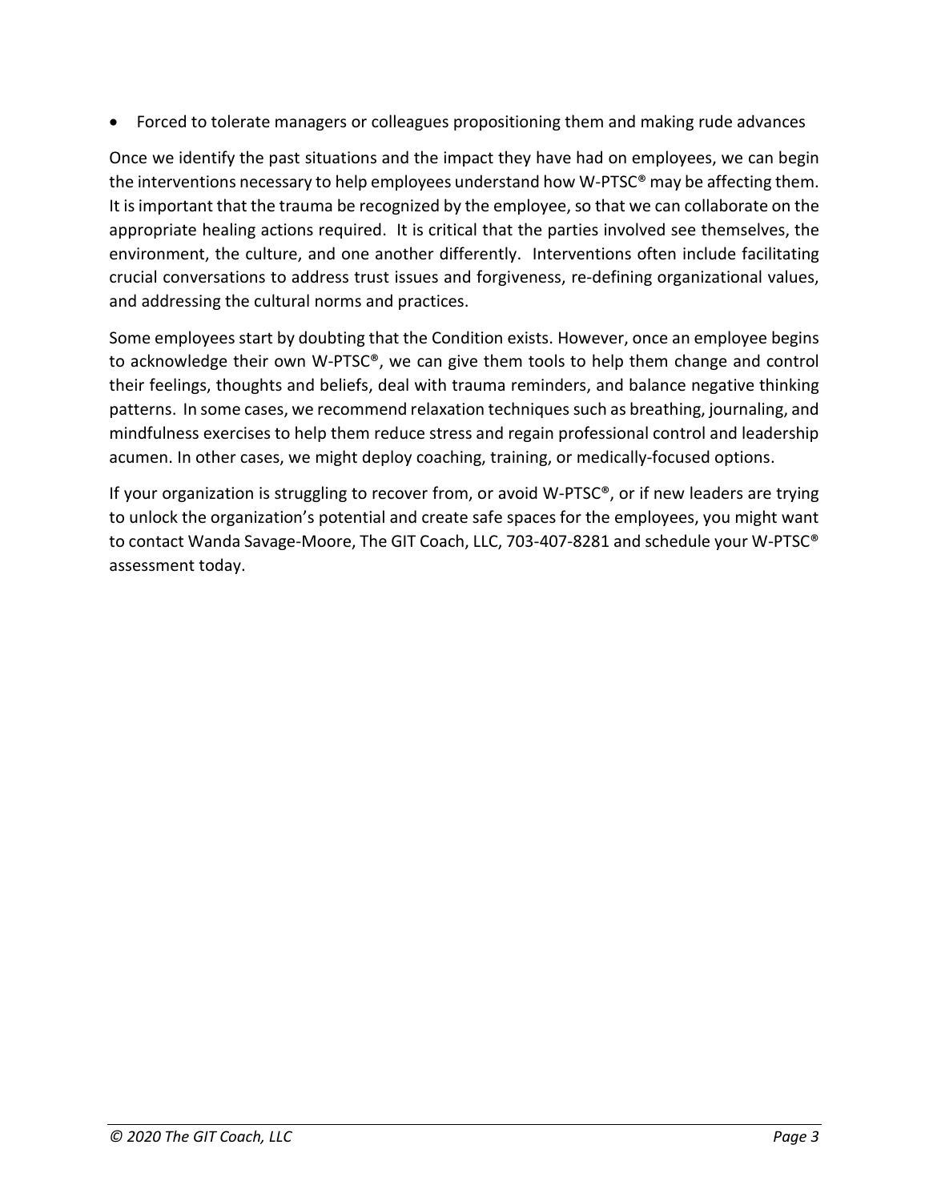- Forced to tolerate managers or colleagues propositioning them and making rude advances

Once we identify the past situations and the impact they have had on employees, we can begin the interventions necessary to help employees understand how W-PTSC® may be affecting them. It is important that the trauma be recognized by the employee, so that we can collaborate on the appropriate healing actions required. It is critical that the parties involved see themselves, the environment, the culture, and one another differently. Interventions often include facilitating crucial conversations to address trust issues and forgiveness, re-defining organizational values, and addressing the cultural norms and practices.

Some employees start by doubting that the Condition exists. However, once an employee begins to acknowledge their own W-PTSC®, we can give them tools to help them change and control their feelings, thoughts and beliefs, deal with trauma reminders, and balance negative thinking patterns. In some cases, we recommend relaxation techniques such as breathing, journaling, and mindfulness exercises to help them reduce stress and regain professional control and leadership acumen. In other cases, we might deploy coaching, training, or medically-focused options.

If your organization is struggling to recover from, or avoid W-PTSC®, or if new leaders are trying to unlock the organization's potential and create safe spaces for the employees, you might want to contact Wanda Savage-Moore, The GIT Coach, LLC, 703-407-8281 and schedule your W-PTSC® assessment today.